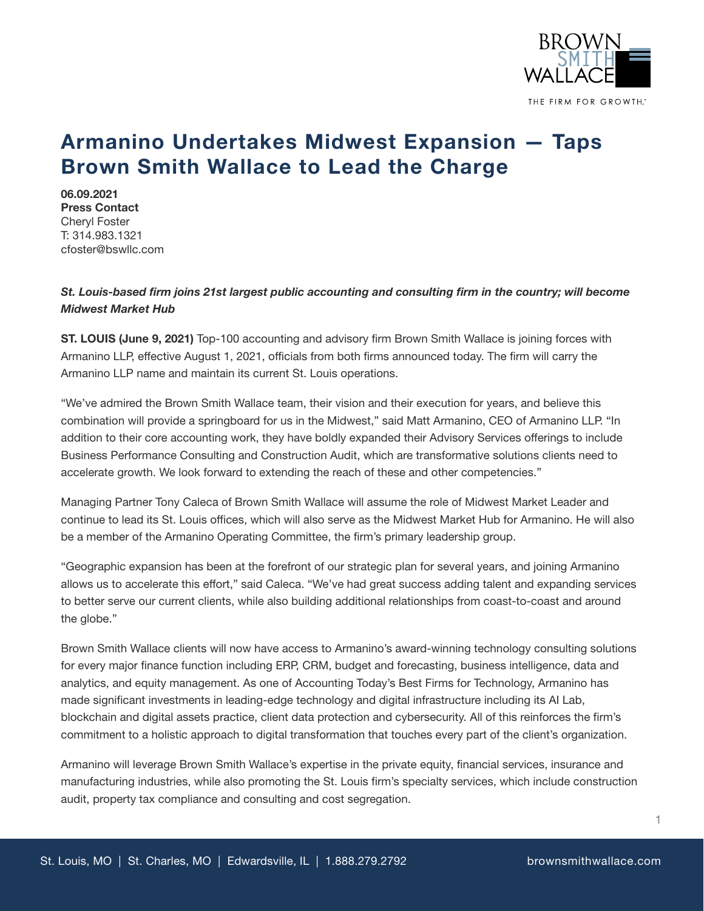# Armanino Undertakes Midwest Expansion — Taps Brown Smith Wallace to Lead the Charge

**06.09.2021**
**Press Contact**
Cheryl Foster
T: 314.983.1321
cfoster@bswllc.com

***St. Louis-based firm joins 21st largest public accounting and consulting firm in the country; will become Midwest Market Hub***

**ST. LOUIS (June 9, 2021)** Top-100 accounting and advisory firm Brown Smith Wallace is joining forces with Armanino LLP, effective August 1, 2021, officials from both firms announced today. The firm will carry the Armanino LLP name and maintain its current St. Louis operations.

"We've admired the Brown Smith Wallace team, their vision and their execution for years, and believe this combination will provide a springboard for us in the Midwest," said Matt Armanino, CEO of Armanino LLP. "In addition to their core accounting work, they have boldly expanded their Advisory Services offerings to include Business Performance Consulting and Construction Audit, which are transformative solutions clients need to accelerate growth. We look forward to extending the reach of these and other competencies."

Managing Partner Tony Caleca of Brown Smith Wallace will assume the role of Midwest Market Leader and continue to lead its St. Louis offices, which will also serve as the Midwest Market Hub for Armanino. He will also be a member of the Armanino Operating Committee, the firm's primary leadership group.

"Geographic expansion has been at the forefront of our strategic plan for several years, and joining Armanino allows us to accelerate this effort," said Caleca. "We've had great success adding talent and expanding services to better serve our current clients, while also building additional relationships from coast-to-coast and around the globe."

Brown Smith Wallace clients will now have access to Armanino's award-winning technology consulting solutions for every major finance function including ERP, CRM, budget and forecasting, business intelligence, data and analytics, and equity management. As one of Accounting Today's Best Firms for Technology, Armanino has made significant investments in leading-edge technology and digital infrastructure including its AI Lab, blockchain and digital assets practice, client data protection and cybersecurity. All of this reinforces the firm's commitment to a holistic approach to digital transformation that touches every part of the client's organization.

Armanino will leverage Brown Smith Wallace's expertise in the private equity, financial services, insurance and manufacturing industries, while also promoting the St. Louis firm's specialty services, which include construction audit, property tax compliance and consulting and cost segregation.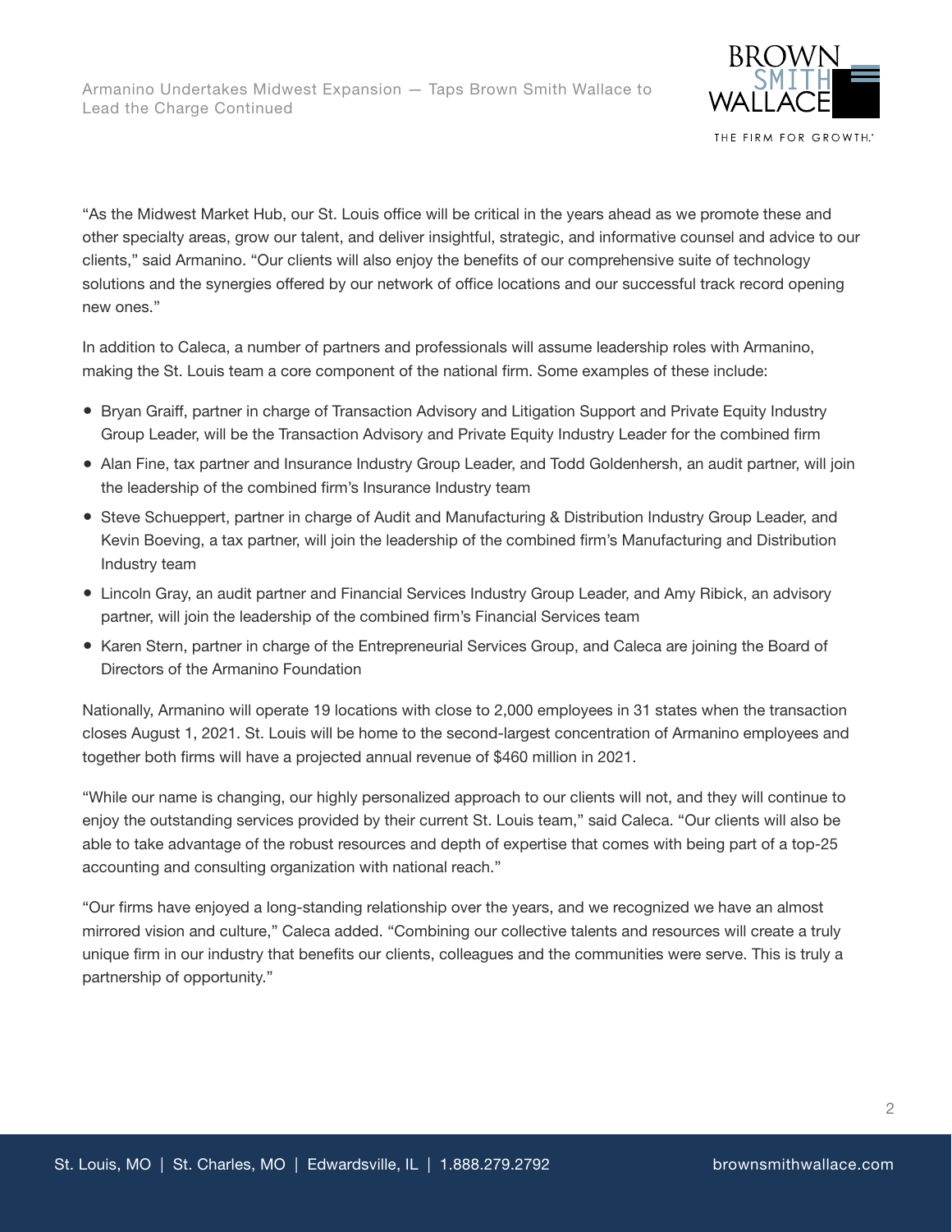"As the Midwest Market Hub, our St. Louis office will be critical in the years ahead as we promote these and other specialty areas, grow our talent, and deliver insightful, strategic, and informative counsel and advice to our clients," said Armanino. "Our clients will also enjoy the benefits of our comprehensive suite of technology solutions and the synergies offered by our network of office locations and our successful track record opening new ones."

In addition to Caleca, a number of partners and professionals will assume leadership roles with Armanino, making the St. Louis team a core component of the national firm. Some examples of these include:

- Bryan Graiff, partner in charge of Transaction Advisory and Litigation Support and Private Equity Industry Group Leader, will be the Transaction Advisory and Private Equity Industry Leader for the combined firm
- Alan Fine, tax partner and Insurance Industry Group Leader, and Todd Goldenhersh, an audit partner, will join the leadership of the combined firm's Insurance Industry team
- Steve Schueppert, partner in charge of Audit and Manufacturing & Distribution Industry Group Leader, and Kevin Boeving, a tax partner, will join the leadership of the combined firm's Manufacturing and Distribution Industry team
- Lincoln Gray, an audit partner and Financial Services Industry Group Leader, and Amy Ribick, an advisory partner, will join the leadership of the combined firm's Financial Services team
- Karen Stern, partner in charge of the Entrepreneurial Services Group, and Caleca are joining the Board of Directors of the Armanino Foundation

Nationally, Armanino will operate 19 locations with close to 2,000 employees in 31 states when the transaction closes August 1, 2021. St. Louis will be home to the second-largest concentration of Armanino employees and together both firms will have a projected annual revenue of $460 million in 2021.

"While our name is changing, our highly personalized approach to our clients will not, and they will continue to enjoy the outstanding services provided by their current St. Louis team," said Caleca. "Our clients will also be able to take advantage of the robust resources and depth of expertise that comes with being part of a top-25 accounting and consulting organization with national reach."

"Our firms have enjoyed a long-standing relationship over the years, and we recognized we have an almost mirrored vision and culture," Caleca added. "Combining our collective talents and resources will create a truly unique firm in our industry that benefits our clients, colleagues and the communities were serve. This is truly a partnership of opportunity."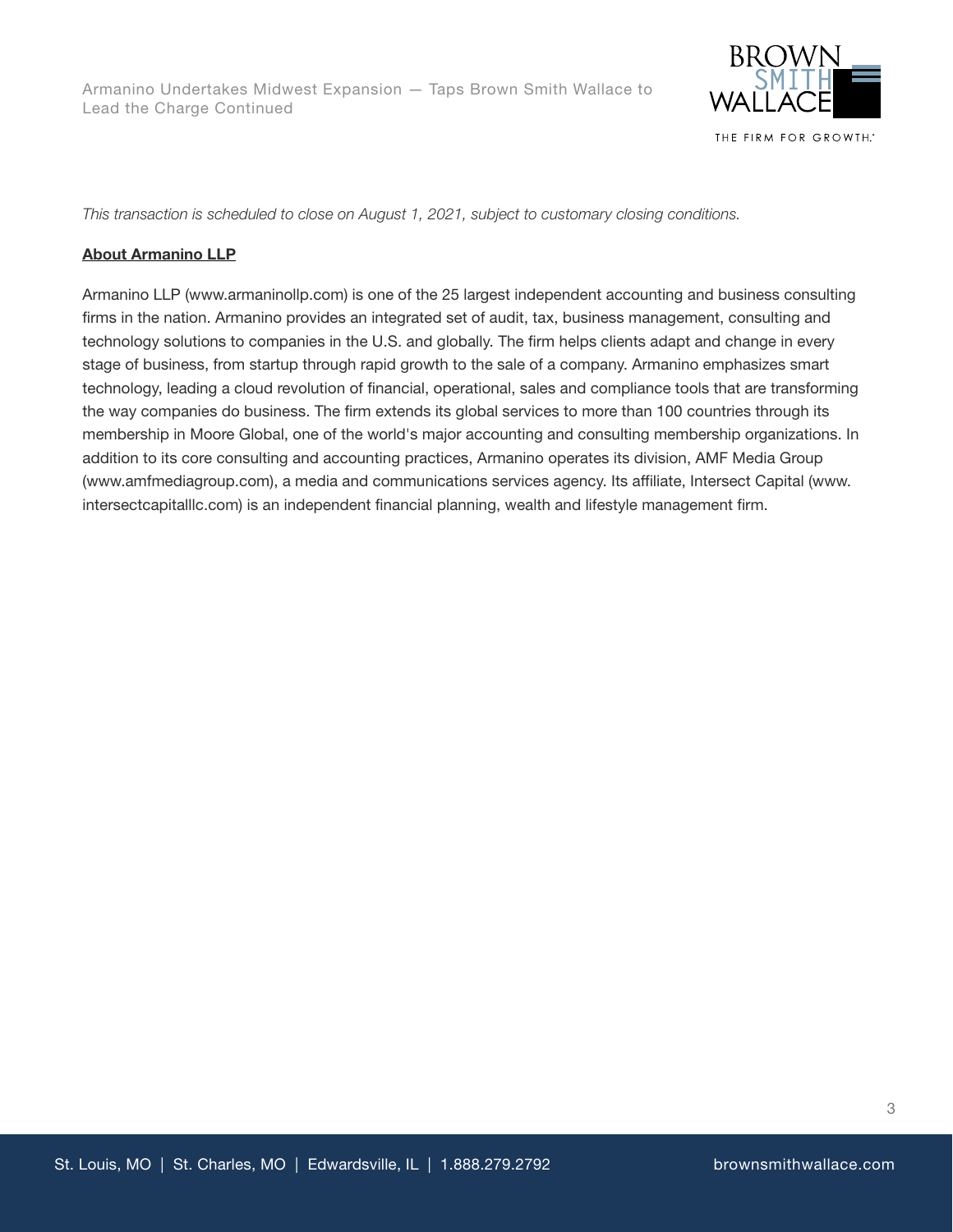*This transaction is scheduled to close on August 1, 2021, subject to customary closing conditions.*

**About Armanino LLP**

Armanino LLP (www.armaninollp.com) is one of the 25 largest independent accounting and business consulting firms in the nation. Armanino provides an integrated set of audit, tax, business management, consulting and technology solutions to companies in the U.S. and globally. The firm helps clients adapt and change in every stage of business, from startup through rapid growth to the sale of a company. Armanino emphasizes smart technology, leading a cloud revolution of financial, operational, sales and compliance tools that are transforming the way companies do business. The firm extends its global services to more than 100 countries through its membership in Moore Global, one of the world's major accounting and consulting membership organizations. In addition to its core consulting and accounting practices, Armanino operates its division, AMF Media Group (www.amfmediagroup.com), a media and communications services agency. Its affiliate, Intersect Capital (www.intersectcapitalllc.com) is an independent financial planning, wealth and lifestyle management firm.